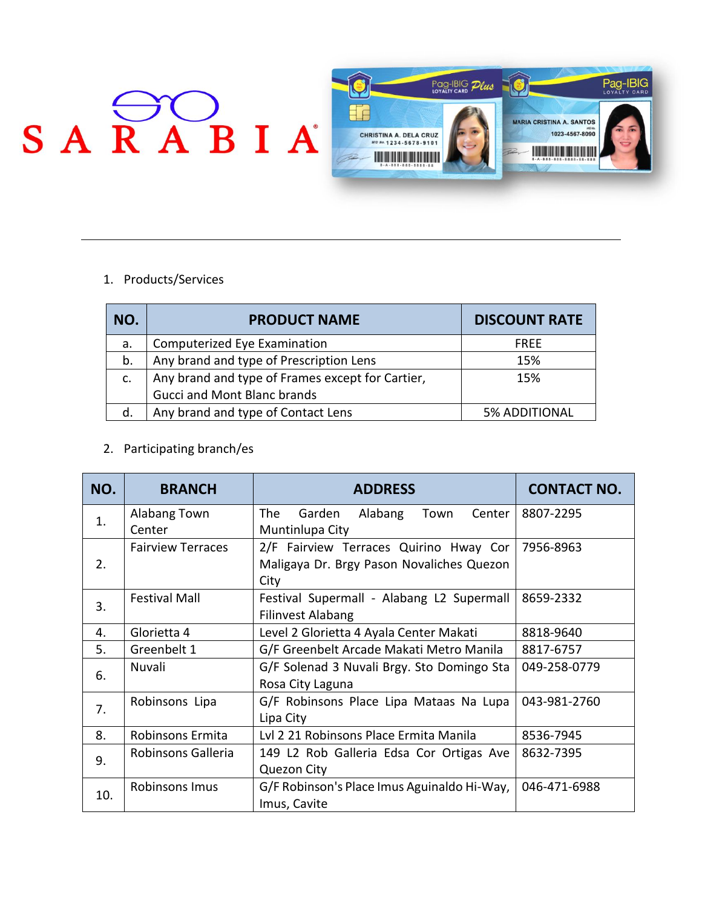SARABIA

1. Products/Services

| NO. | PRODUCT NAME | DISCOUNT RATE |
|---|---|---|
| a. | Computerized Eye Examination | FREE |
| b. | Any brand and type of Prescription Lens | 15% |
| c. | Any brand and type of Frames except for Cartier, Gucci and Mont Blanc brands | 15% |
| d. | Any brand and type of Contact Lens | 5% ADDITIONAL |

2. Participating branch/es

| NO. | BRANCH | ADDRESS | CONTACT NO. |
|---|---|---|---|
| 1. | Alabang Town Center | The Garden Alabang Town Center Muntinlupa City | 8807-2295 |
| 2. | Fairview Terraces | 2/F Fairview Terraces Quirino Hway Cor Maligaya Dr. Brgy Pason Novaliches Quezon City | 7956-8963 |
| 3. | Festival Mall | Festival Supermall - Alabang L2 Supermall Filinvest Alabang | 8659-2332 |
| 4. | Glorietta 4 | Level 2 Glorietta 4 Ayala Center Makati | 8818-9640 |
| 5. | Greenbelt 1 | G/F Greenbelt Arcade Makati Metro Manila | 8817-6757 |
| 6. | Nuvali | G/F Solenad 3 Nuvali Brgy. Sto Domingo Sta Rosa City Laguna | 049-258-0779 |
| 7. | Robinsons Lipa | G/F Robinsons Place Lipa Mataas Na Lupa Lipa City | 043-981-2760 |
| 8. | Robinsons Ermita | Lvl 2 21 Robinsons Place Ermita Manila | 8536-7945 |
| 9. | Robinsons Galleria | 149 L2 Rob Galleria Edsa Cor Ortigas Ave Quezon City | 8632-7395 |
| 10. | Robinsons Imus | G/F Robinson's Place Imus Aguinaldo Hi-Way, Imus, Cavite | 046-471-6988 |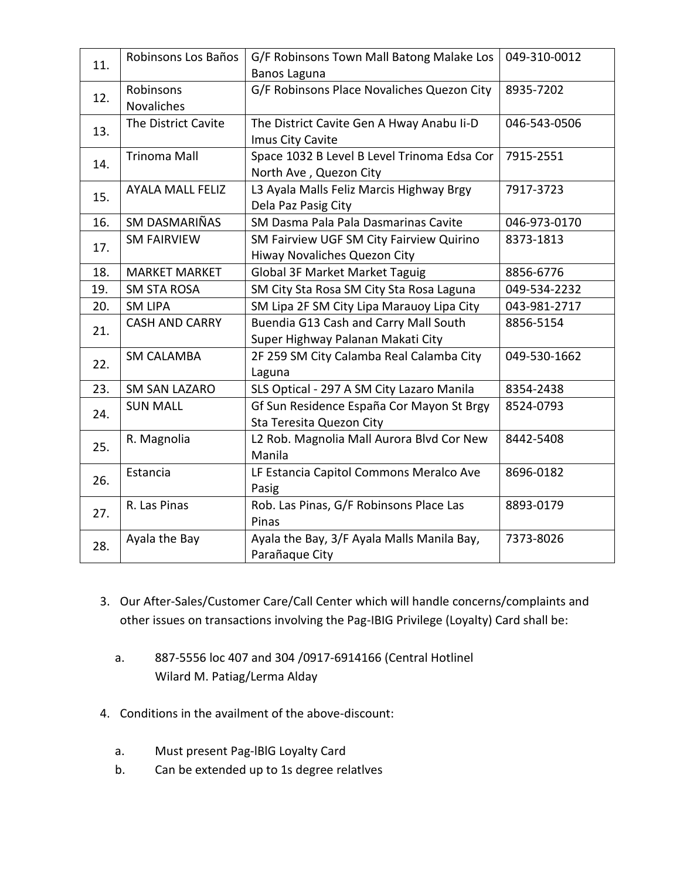| | | | |
|---|---|---|---|
| 11. | Robinsons Los Baños | G/F Robinsons Town Mall Batong Malake Los Banos Laguna | 049-310-0012 |
| 12. | Robinsons Novaliches | G/F Robinsons Place Novaliches Quezon City | 8935-7202 |
| 13. | The District Cavite | The District Cavite Gen A Hway Anabu Ii-D Imus City Cavite | 046-543-0506 |
| 14. | Trinoma Mall | Space 1032 B Level B Level Trinoma Edsa Cor North Ave , Quezon City | 7915-2551 |
| 15. | AYALA MALL FELIZ | L3 Ayala Malls Feliz Marcis Highway Brgy Dela Paz Pasig City | 7917-3723 |
| 16. | SM DASMARIÑAS | SM Dasma Pala Pala Dasmarinas Cavite | 046-973-0170 |
| 17. | SM FAIRVIEW | SM Fairview UGF SM City Fairview Quirino Hiway Novaliches Quezon City | 8373-1813 |
| 18. | MARKET MARKET | Global 3F Market Market Taguig | 8856-6776 |
| 19. | SM STA ROSA | SM City Sta Rosa SM City Sta Rosa Laguna | 049-534-2232 |
| 20. | SM LIPA | SM Lipa 2F SM City Lipa Marauoy Lipa City | 043-981-2717 |
| 21. | CASH AND CARRY | Buendia G13 Cash and Carry Mall South Super Highway Palanan Makati City | 8856-5154 |
| 22. | SM CALAMBA | 2F 259 SM City Calamba Real Calamba City Laguna | 049-530-1662 |
| 23. | SM SAN LAZARO | SLS Optical - 297 A SM City Lazaro Manila | 8354-2438 |
| 24. | SUN MALL | Gf Sun Residence España Cor Mayon St Brgy Sta Teresita Quezon City | 8524-0793 |
| 25. | R. Magnolia | L2 Rob. Magnolia Mall Aurora Blvd Cor New Manila | 8442-5408 |
| 26. | Estancia | LF Estancia Capitol Commons Meralco Ave Pasig | 8696-0182 |
| 27. | R. Las Pinas | Rob. Las Pinas, G/F Robinsons Place Las Pinas | 8893-0179 |
| 28. | Ayala the Bay | Ayala the Bay, 3/F Ayala Malls Manila Bay, Parañaque City | 7373-8026 |

3. Our After-Sales/Customer Care/Call Center which will handle concerns/complaints and other issues on transactions involving the Pag-IBIG Privilege (Loyalty) Card shall be:

   a. 887-5556 loc 407 and 304 /0917-6914166 (Central Hotlinel
      Wilard M. Patiag/Lerma Alday

4. Conditions in the availment of the above-discount:

   a. Must present Pag-lBlG Loyalty Card
   b. Can be extended up to 1s degree relatlves